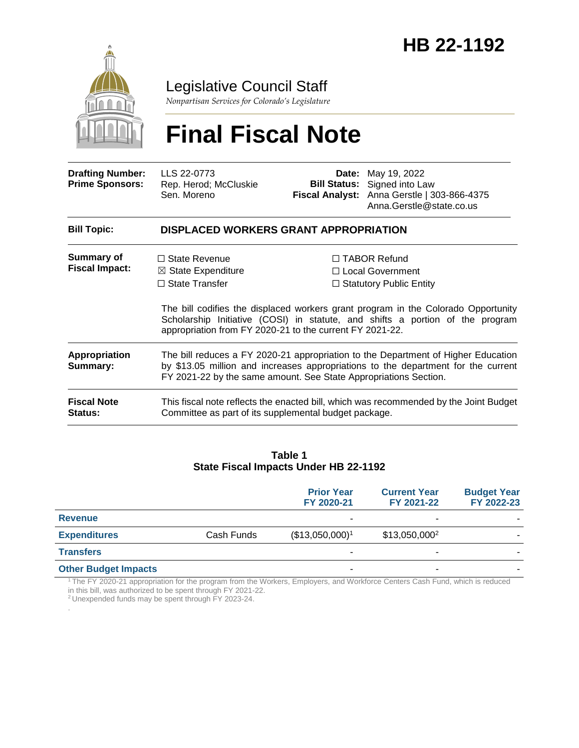# HB 22-1192

Legislative Council Staff

*Nonpartisan Services for Colorado's Legislature*

# Final Fiscal Note

| | | | |
|---|---|---|---|
| **Drafting Number:** | LLS 22-0773 | **Date:** | May 19, 2022 |
| **Prime Sponsors:** | Rep. Herod; McCluskie<br>Sen. Moreno | **Bill Status:** | Signed into Law |
| | | **Fiscal Analyst:** | Anna Gerstle \| 303-866-4375<br>Anna.Gerstle@state.co.us |

**Bill Topic:** **DISPLACED WORKERS GRANT APPROPRIATION**

**Summary of Fiscal Impact:**

☐ State Revenue
☒ State Expenditure
☐ State Transfer
☐ TABOR Refund
☐ Local Government
☐ Statutory Public Entity

The bill codifies the displaced workers grant program in the Colorado Opportunity Scholarship Initiative (COSI) in statute, and shifts a portion of the program appropriation from FY 2020-21 to the current FY 2021-22.

**Appropriation Summary:** The bill reduces a FY 2020-21 appropriation to the Department of Higher Education by $13.05 million and increases appropriations to the department for the current FY 2021-22 by the same amount. See State Appropriations Section.

**Fiscal Note Status:** This fiscal note reflects the enacted bill, which was recommended by the Joint Budget Committee as part of its supplemental budget package.

**Table 1**
**State Fiscal Impacts Under HB 22-1192**

| | | Prior Year<br>FY 2020-21 | Current Year<br>FY 2021-22 | Budget Year<br>FY 2022-23 |
|---|---|---|---|---|
| **Revenue** | | - | - | - |
| **Expenditures** | Cash Funds | ($13,050,000)[1] | $13,050,000[2] | - |
| **Transfers** | | - | - | - |
| **Other Budget Impacts** | | - | - | - |

[1] The FY 2020-21 appropriation for the program from the Workers, Employers, and Workforce Centers Cash Fund, which is reduced in this bill, was authorized to be spent through FY 2021-22.
[2] Unexpended funds may be spent through FY 2023-24.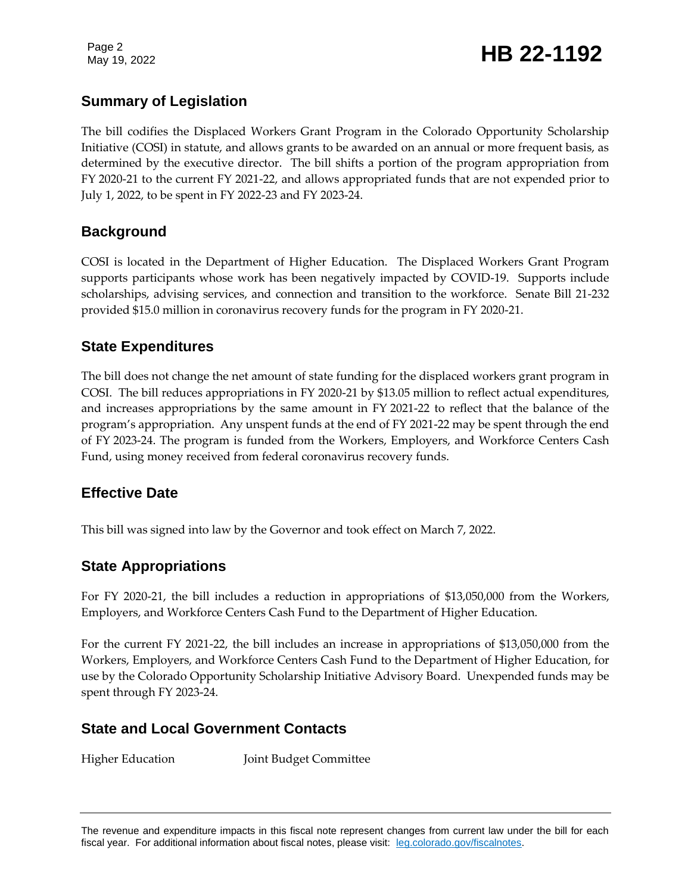## Summary of Legislation

The bill codifies the Displaced Workers Grant Program in the Colorado Opportunity Scholarship Initiative (COSI) in statute, and allows grants to be awarded on an annual or more frequent basis, as determined by the executive director. The bill shifts a portion of the program appropriation from FY 2020-21 to the current FY 2021-22, and allows appropriated funds that are not expended prior to July 1, 2022, to be spent in FY 2022-23 and FY 2023-24.

## Background

COSI is located in the Department of Higher Education. The Displaced Workers Grant Program supports participants whose work has been negatively impacted by COVID-19. Supports include scholarships, advising services, and connection and transition to the workforce. Senate Bill 21-232 provided $15.0 million in coronavirus recovery funds for the program in FY 2020-21.

## State Expenditures

The bill does not change the net amount of state funding for the displaced workers grant program in COSI. The bill reduces appropriations in FY 2020-21 by $13.05 million to reflect actual expenditures, and increases appropriations by the same amount in FY 2021-22 to reflect that the balance of the program's appropriation. Any unspent funds at the end of FY 2021-22 may be spent through the end of FY 2023-24. The program is funded from the Workers, Employers, and Workforce Centers Cash Fund, using money received from federal coronavirus recovery funds.

## Effective Date

This bill was signed into law by the Governor and took effect on March 7, 2022.

## State Appropriations

For FY 2020-21, the bill includes a reduction in appropriations of $13,050,000 from the Workers, Employers, and Workforce Centers Cash Fund to the Department of Higher Education.

For the current FY 2021-22, the bill includes an increase in appropriations of $13,050,000 from the Workers, Employers, and Workforce Centers Cash Fund to the Department of Higher Education, for use by the Colorado Opportunity Scholarship Initiative Advisory Board. Unexpended funds may be spent through FY 2023-24.

## State and Local Government Contacts

Higher Education    Joint Budget Committee

The revenue and expenditure impacts in this fiscal note represent changes from current law under the bill for each fiscal year. For additional information about fiscal notes, please visit: leg.colorado.gov/fiscalnotes.